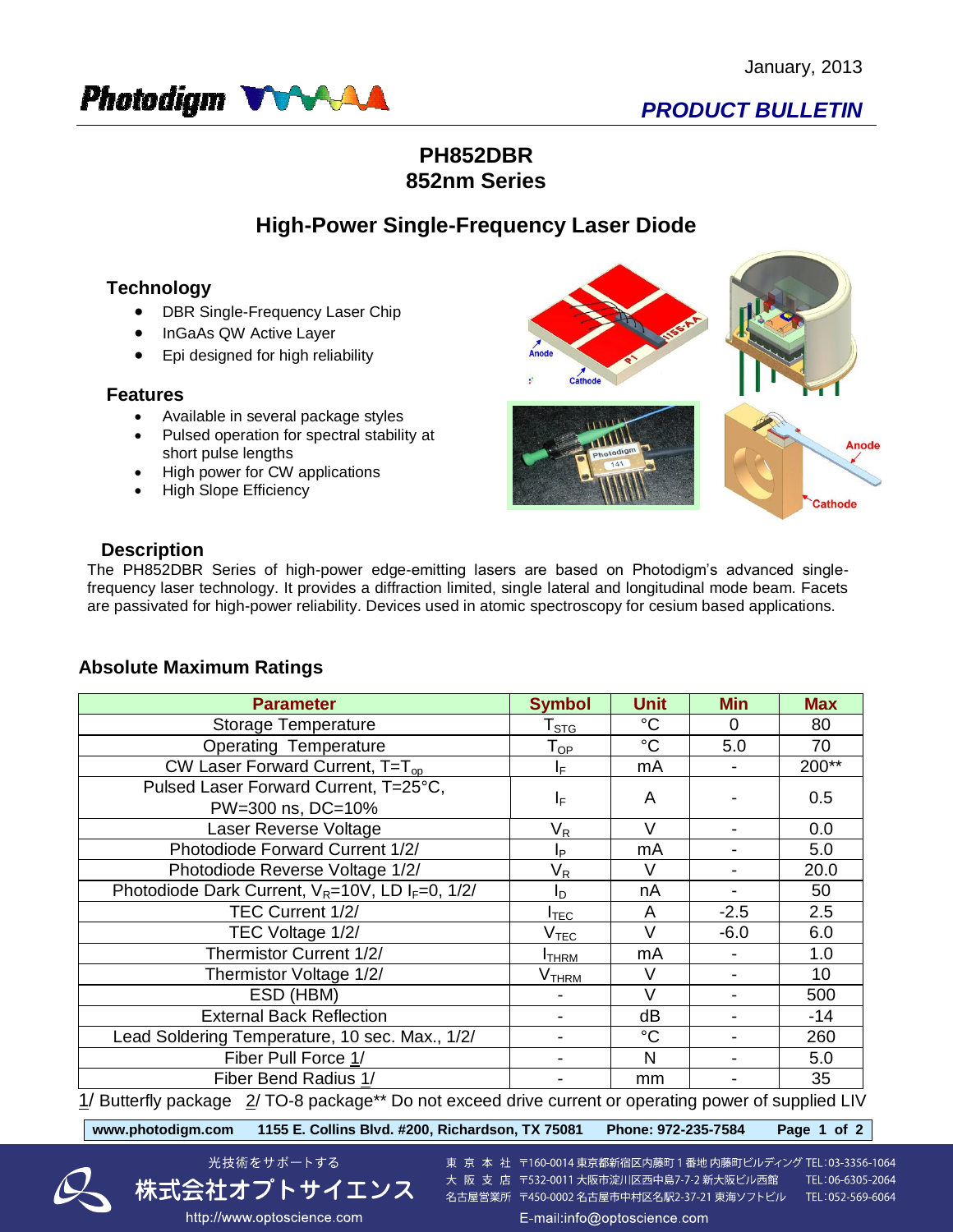January, 2013

Photodigm

*PRODUCT BULLETIN*

# PH852DBR
# 852nm Series

## High-Power Single-Frequency Laser Diode

### Technology

- DBR Single-Frequency Laser Chip
- InGaAs QW Active Layer
- Epi designed for high reliability

### Features

- Available in several package styles
- Pulsed operation for spectral stability at short pulse lengths
- High power for CW applications
- High Slope Efficiency

### Description

The PH852DBR Series of high-power edge-emitting lasers are based on Photodigm's advanced single-frequency laser technology. It provides a diffraction limited, single lateral and longitudinal mode beam. Facets are passivated for high-power reliability. Devices used in atomic spectroscopy for cesium based applications.

### Absolute Maximum Ratings

| Parameter | Symbol | Unit | Min | Max |
|---|---|---|---|---|
| Storage Temperature | $T_{STG}$ | °C | 0 | 80 |
| Operating Temperature | $T_{OP}$ | °C | 5.0 | 70 |
| CW Laser Forward Current, $T=T_{op}$ | $I_F$ | mA | - | 200** |
| Pulsed Laser Forward Current, T=25°C, PW=300 ns, DC=10% | $I_F$ | A | - | 0.5 |
| Laser Reverse Voltage | $V_R$ | V | - | 0.0 |
| Photodiode Forward Current 1/2/ | $I_P$ | mA | - | 5.0 |
| Photodiode Reverse Voltage 1/2/ | $V_R$ | V | - | 20.0 |
| Photodiode Dark Current, $V_R$=10V, LD $I_F$=0, 1/2/ | $I_D$ | nA | - | 50 |
| TEC Current 1/2/ | $I_{TEC}$ | A | -2.5 | 2.5 |
| TEC Voltage 1/2/ | $V_{TEC}$ | V | -6.0 | 6.0 |
| Thermistor Current 1/2/ | $I_{THRM}$ | mA | - | 1.0 |
| Thermistor Voltage 1/2/ | $V_{THRM}$ | V | - | 10 |
| ESD (HBM) | - | V | - | 500 |
| External Back Reflection | - | dB | - | -14 |
| Lead Soldering Temperature, 10 sec. Max., 1/2/ | - | °C | - | 260 |
| Fiber Pull Force 1/ | - | N | - | 5.0 |
| Fiber Bend Radius 1/ | - | mm | - | 35 |

1/ Butterfly package 2/ TO-8 package** Do not exceed drive current or operating power of supplied LIV

www.photodigm.com 1155 E. Collins Blvd. #200, Richardson, TX 75081 Phone: 972-235-7584

光技術をサポートする
株式会社オプトサイエンス
http://www.optoscience.com

東 京 本 社 〒160-0014 東京都新宿区内藤町１番地 内藤町ビルディング TEL:03-3356-1064
大 阪 支 店 〒532-0011 大阪市淀川区西中島7-7-2 新大阪ビル西館 TEL:06-6305-2064
名古屋営業所 〒450-0002 名古屋市中村区名駅2-37-21 東海ソフトビル TEL:052-569-6064
E-mail:info@optoscience.com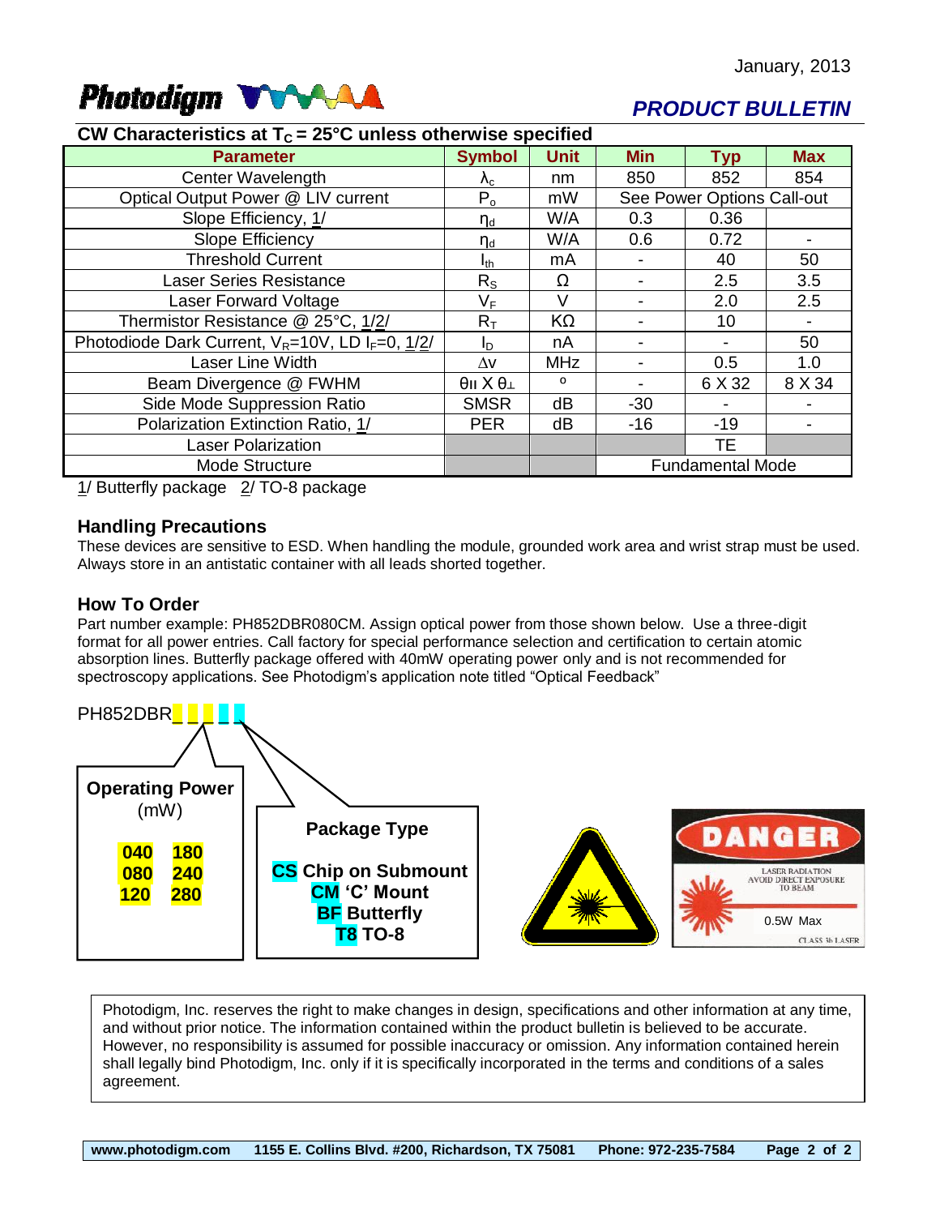January, 2013

Photodigm

*PRODUCT BULLETIN*

**CW Characteristics at $T_C$ = 25°C unless otherwise specified**

| Parameter | Symbol | Unit | Min | Typ | Max |
|---|---|---|---|---|---|
| Center Wavelength | $\lambda_c$ | nm | 850 | 852 | 854 |
| Optical Output Power @ LIV current | $P_o$ | mW | See Power Options Call-out | | |
| Slope Efficiency, 1/ | $\eta_d$ | W/A | 0.3 | 0.36 | |
| Slope Efficiency | $\eta_d$ | W/A | 0.6 | 0.72 | - |
| Threshold Current | $I_{th}$ | mA | - | 40 | 50 |
| Laser Series Resistance | $R_S$ | Ω | - | 2.5 | 3.5 |
| Laser Forward Voltage | $V_F$ | V | - | 2.0 | 2.5 |
| Thermistor Resistance @ 25°C, 1/2/ | $R_T$ | KΩ | - | 10 | - |
| Photodiode Dark Current, $V_R$=10V, LD $I_F$=0, 1/2/ | $I_D$ | nA | - | - | 50 |
| Laser Line Width | Δν | MHz | - | 0.5 | 1.0 |
| Beam Divergence @ FWHM | $\theta_{\parallel}$ X $\theta_{\perp}$ | o | - | 6 X 32 | 8 X 34 |
| Side Mode Suppression Ratio | SMSR | dB | -30 | - | - |
| Polarization Extinction Ratio, 1/ | PER | dB | -16 | -19 | - |
| Laser Polarization | | | | TE | |
| Mode Structure | | | Fundamental Mode | | |

1/ Butterfly package 2/ TO-8 package

### Handling Precautions

These devices are sensitive to ESD. When handling the module, grounded work area and wrist strap must be used. Always store in an antistatic container with all leads shorted together.

### How To Order

Part number example: PH852DBR080CM. Assign optical power from those shown below. Use a three-digit format for all power entries. Call factory for special performance selection and certification to certain atomic absorption lines. Butterfly package offered with 40mW operating power only and is not recommended for spectroscopy applications. See Photodigm's application note titled "Optical Feedback"

PH852DBR_ _ _ _ _

**Operating Power**
(mW)

**040** **180**
**080** **240**
**120** **280**

**Package Type**

**CS Chip on Submount**
**CM 'C' Mount**
**BF Butterfly**
**T8 TO-8**

DANGER
LASER RADIATION
AVOID DIRECT EXPOSURE TO BEAM
0.5W Max
CLASS 3b LASER

Photodigm, Inc. reserves the right to make changes in design, specifications and other information at any time, and without prior notice. The information contained within the product bulletin is believed to be accurate. However, no responsibility is assumed for possible inaccuracy or omission. Any information contained herein shall legally bind Photodigm, Inc. only if it is specifically incorporated in the terms and conditions of a sales agreement.

www.photodigm.com 1155 E. Collins Blvd. #200, Richardson, TX 75081 Phone: 972-235-7584